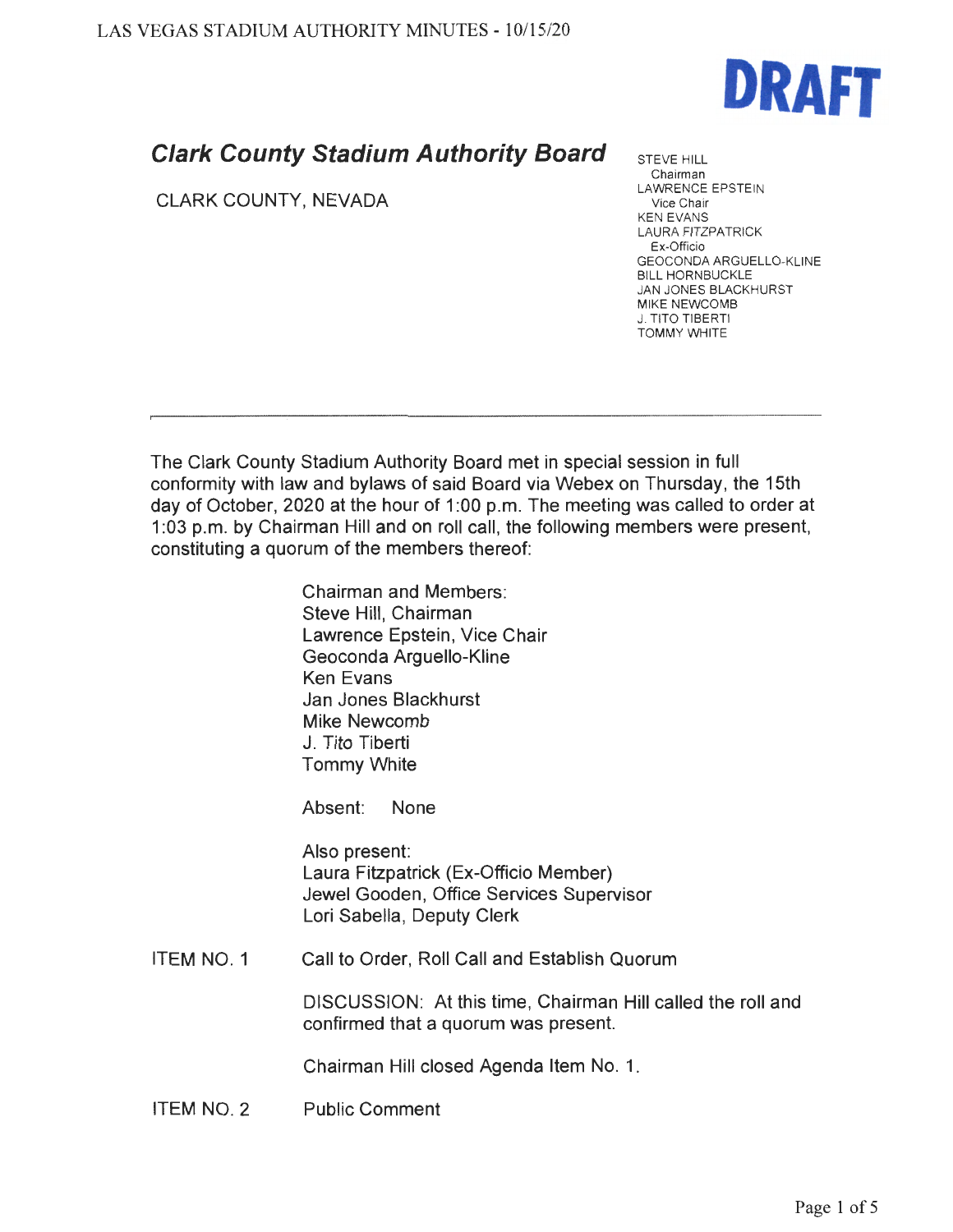DRAFT

# Clark County Stadium Authority Board

CLARK COUNTY, NEVADA

STEVE HILL
Chairman
LAWRENCE EPSTEIN
Vice Chair
KEN EVANS
LAURA FITZPATRICK
Ex-Officio
GEOCONDA ARGUELLO-KLINE
BILL HORNBUCKLE
JAN JONES BLACKHURST
MIKE NEWCOMB
J. TITO TIBERTI
TOMMY WHITE

---

The Clark County Stadium Authority Board met in special session in full conformity with law and bylaws of said Board via Webex on Thursday, the 15th day of October, 2020 at the hour of 1:00 p.m. The meeting was called to order at 1:03 p.m. by Chairman Hill and on roll call, the following members were present, constituting a quorum of the members thereof:

Chairman and Members:
Steve Hill, Chairman
Lawrence Epstein, Vice Chair
Geoconda Arguello-Kline
Ken Evans
Jan Jones Blackhurst
Mike Newcomb
J. Tito Tiberti
Tommy White

Absent: None

Also present:
Laura Fitzpatrick (Ex-Officio Member)
Jewel Gooden, Office Services Supervisor
Lori Sabella, Deputy Clerk

ITEM NO. 1 Call to Order, Roll Call and Establish Quorum

DISCUSSION: At this time, Chairman Hill called the roll and confirmed that a quorum was present.

Chairman Hill closed Agenda Item No. 1.

ITEM NO. 2 Public Comment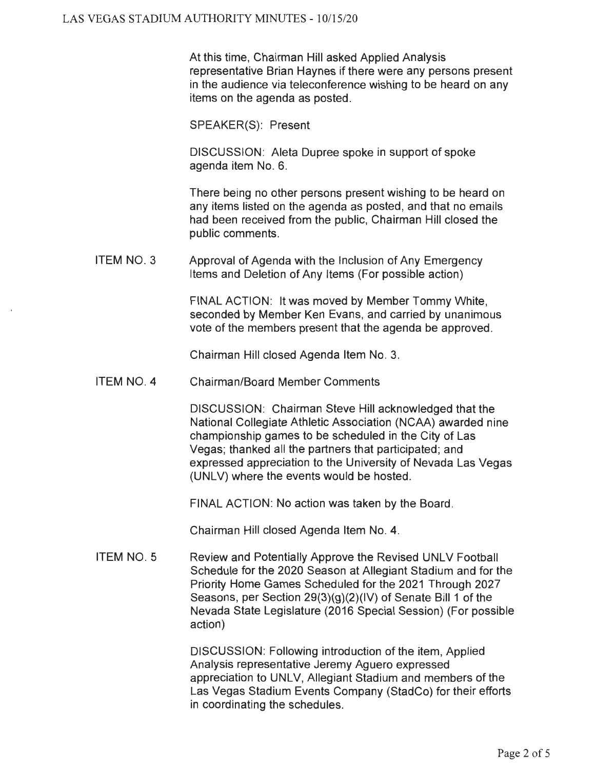At this time, Chairman Hill asked Applied Analysis representative Brian Haynes if there were any persons present in the audience via teleconference wishing to be heard on any items on the agenda as posted.

SPEAKER(S): Present

DISCUSSION: Aleta Dupree spoke in support of spoke agenda item No. 6.

There being no other persons present wishing to be heard on any items listed on the agenda as posted, and that no emails had been received from the public, Chairman Hill closed the public comments.

**ITEM NO. 3** Approval of Agenda with the Inclusion of Any Emergency Items and Deletion of Any Items (For possible action)

FINAL ACTION: It was moved by Member Tommy White, seconded by Member Ken Evans, and carried by unanimous vote of the members present that the agenda be approved.

Chairman Hill closed Agenda Item No. 3.

**ITEM NO. 4** Chairman/Board Member Comments

DISCUSSION: Chairman Steve Hill acknowledged that the National Collegiate Athletic Association (NCAA) awarded nine championship games to be scheduled in the City of Las Vegas; thanked all the partners that participated; and expressed appreciation to the University of Nevada Las Vegas (UNLV) where the events would be hosted.

FINAL ACTION: No action was taken by the Board.

Chairman Hill closed Agenda Item No. 4.

**ITEM NO. 5** Review and Potentially Approve the Revised UNLV Football Schedule for the 2020 Season at Allegiant Stadium and for the Priority Home Games Scheduled for the 2021 Through 2027 Seasons, per Section 29(3)(g)(2)(IV) of Senate Bill 1 of the Nevada State Legislature (2016 Special Session) (For possible action)

DISCUSSION: Following introduction of the item, Applied Analysis representative Jeremy Aguero expressed appreciation to UNLV, Allegiant Stadium and members of the Las Vegas Stadium Events Company (StadCo) for their efforts in coordinating the schedules.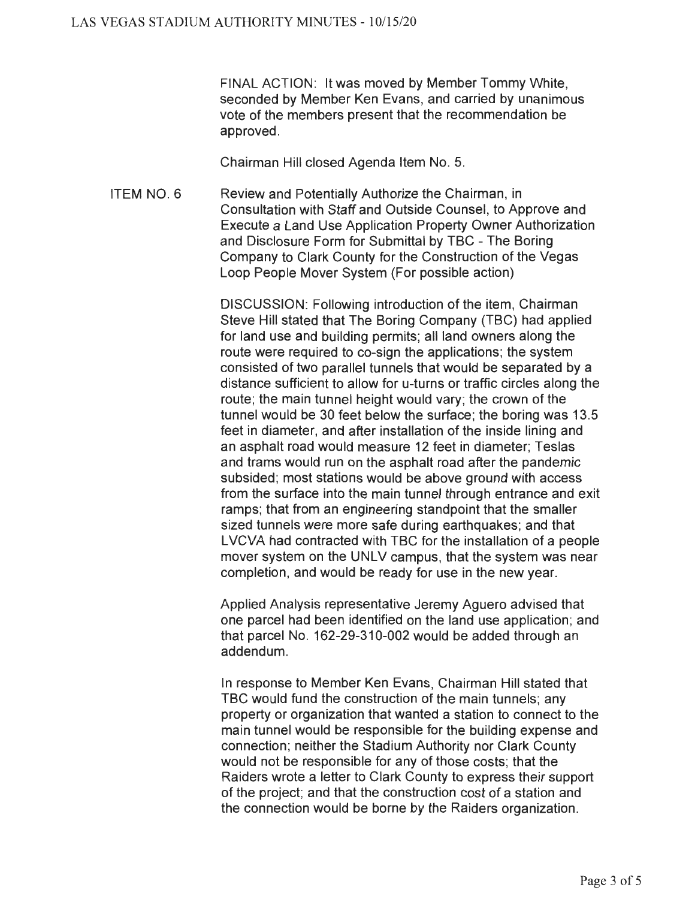FINAL ACTION: It was moved by Member Tommy White, seconded by Member Ken Evans, and carried by unanimous vote of the members present that the recommendation be approved.

Chairman Hill closed Agenda Item No. 5.

ITEM NO. 6 Review and Potentially Authorize the Chairman, in Consultation with Staff and Outside Counsel, to Approve and Execute a Land Use Application Property Owner Authorization and Disclosure Form for Submittal by TBC - The Boring Company to Clark County for the Construction of the Vegas Loop People Mover System (For possible action)

DISCUSSION: Following introduction of the item, Chairman Steve Hill stated that The Boring Company (TBC) had applied for land use and building permits; all land owners along the route were required to co-sign the applications; the system consisted of two parallel tunnels that would be separated by a distance sufficient to allow for u-turns or traffic circles along the route; the main tunnel height would vary; the crown of the tunnel would be 30 feet below the surface; the boring was 13.5 feet in diameter, and after installation of the inside lining and an asphalt road would measure 12 feet in diameter; Teslas and trams would run on the asphalt road after the pandemic subsided; most stations would be above ground with access from the surface into the main tunnel through entrance and exit ramps; that from an engineering standpoint that the smaller sized tunnels were more safe during earthquakes; and that LVCVA had contracted with TBC for the installation of a people mover system on the UNLV campus, that the system was near completion, and would be ready for use in the new year.

Applied Analysis representative Jeremy Aguero advised that one parcel had been identified on the land use application; and that parcel No. 162-29-310-002 would be added through an addendum.

In response to Member Ken Evans, Chairman Hill stated that TBC would fund the construction of the main tunnels; any property or organization that wanted a station to connect to the main tunnel would be responsible for the building expense and connection; neither the Stadium Authority nor Clark County would not be responsible for any of those costs; that the Raiders wrote a letter to Clark County to express their support of the project; and that the construction cost of a station and the connection would be borne by the Raiders organization.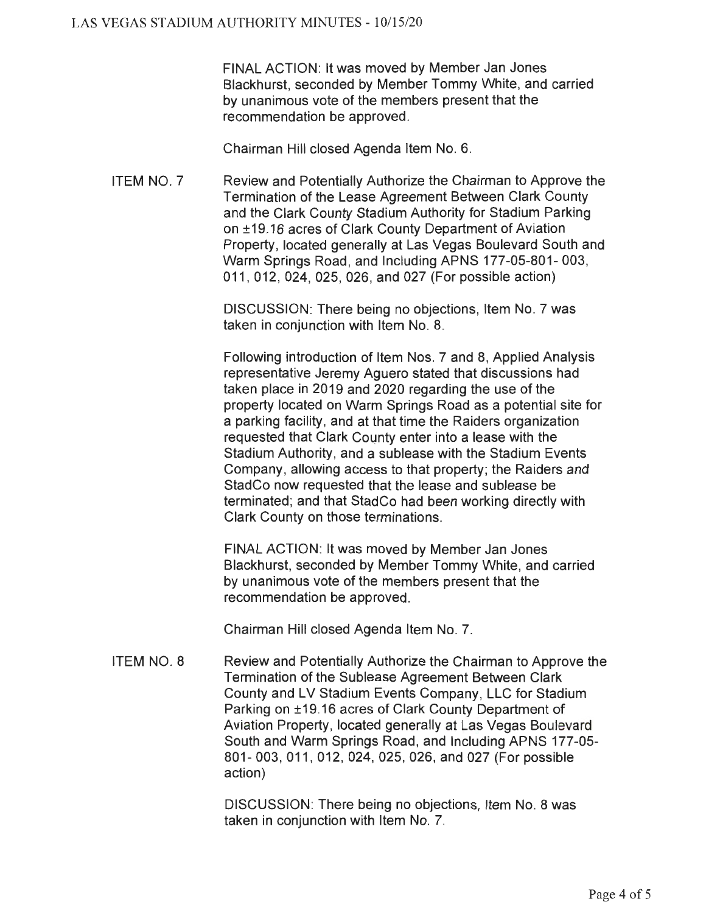FINAL ACTION: It was moved by Member Jan Jones Blackhurst, seconded by Member Tommy White, and carried by unanimous vote of the members present that the recommendation be approved.

Chairman Hill closed Agenda Item No. 6.

ITEM NO. 7 Review and Potentially Authorize the Chairman to Approve the Termination of the Lease Agreement Between Clark County and the Clark County Stadium Authority for Stadium Parking on ±19.16 acres of Clark County Department of Aviation Property, located generally at Las Vegas Boulevard South and Warm Springs Road, and Including APNS 177-05-801- 003, 011, 012, 024, 025, 026, and 027 (For possible action)

DISCUSSION: There being no objections, Item No. 7 was taken in conjunction with Item No. 8.

Following introduction of Item Nos. 7 and 8, Applied Analysis representative Jeremy Aguero stated that discussions had taken place in 2019 and 2020 regarding the use of the property located on Warm Springs Road as a potential site for a parking facility, and at that time the Raiders organization requested that Clark County enter into a lease with the Stadium Authority, and a sublease with the Stadium Events Company, allowing access to that property; the Raiders and StadCo now requested that the lease and sublease be terminated; and that StadCo had been working directly with Clark County on those terminations.

FINAL ACTION: It was moved by Member Jan Jones Blackhurst, seconded by Member Tommy White, and carried by unanimous vote of the members present that the recommendation be approved.

Chairman Hill closed Agenda Item No. 7.

ITEM NO. 8 Review and Potentially Authorize the Chairman to Approve the Termination of the Sublease Agreement Between Clark County and LV Stadium Events Company, LLC for Stadium Parking on ±19.16 acres of Clark County Department of Aviation Property, located generally at Las Vegas Boulevard South and Warm Springs Road, and Including APNS 177-05-801- 003, 011, 012, 024, 025, 026, and 027 (For possible action)

DISCUSSION: There being no objections, Item No. 8 was taken in conjunction with Item No. 7.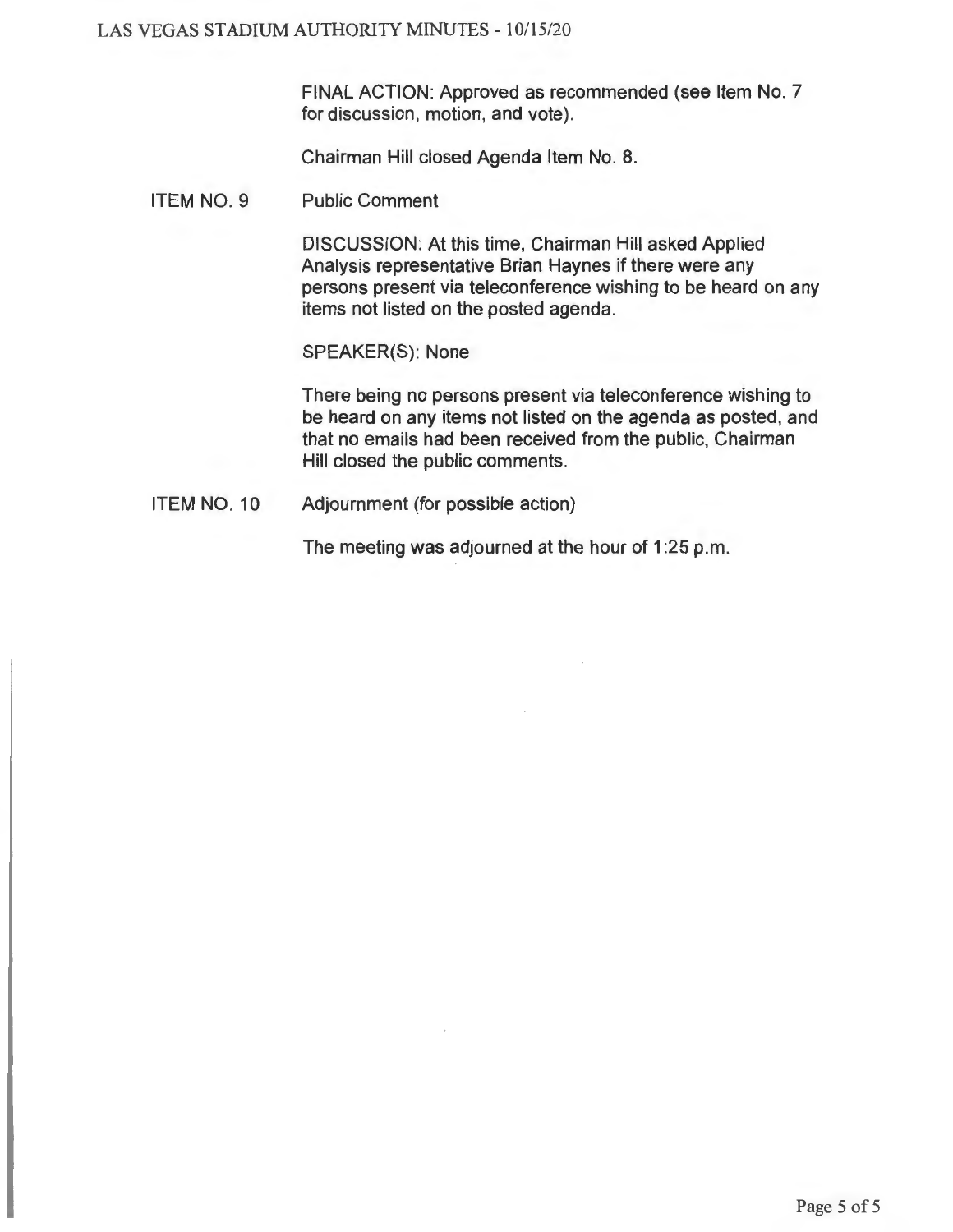FINAL ACTION: Approved as recommended (see Item No. 7 for discussion, motion, and vote).

Chairman Hill closed Agenda Item No. 8.

ITEM NO. 9 Public Comment

DISCUSSION: At this time, Chairman Hill asked Applied Analysis representative Brian Haynes if there were any persons present via teleconference wishing to be heard on any items not listed on the posted agenda.

SPEAKER(S): None

There being no persons present via teleconference wishing to be heard on any items not listed on the agenda as posted, and that no emails had been received from the public, Chairman Hill closed the public comments.

ITEM NO. 10 Adjournment (for possible action)

The meeting was adjourned at the hour of 1:25 p.m.